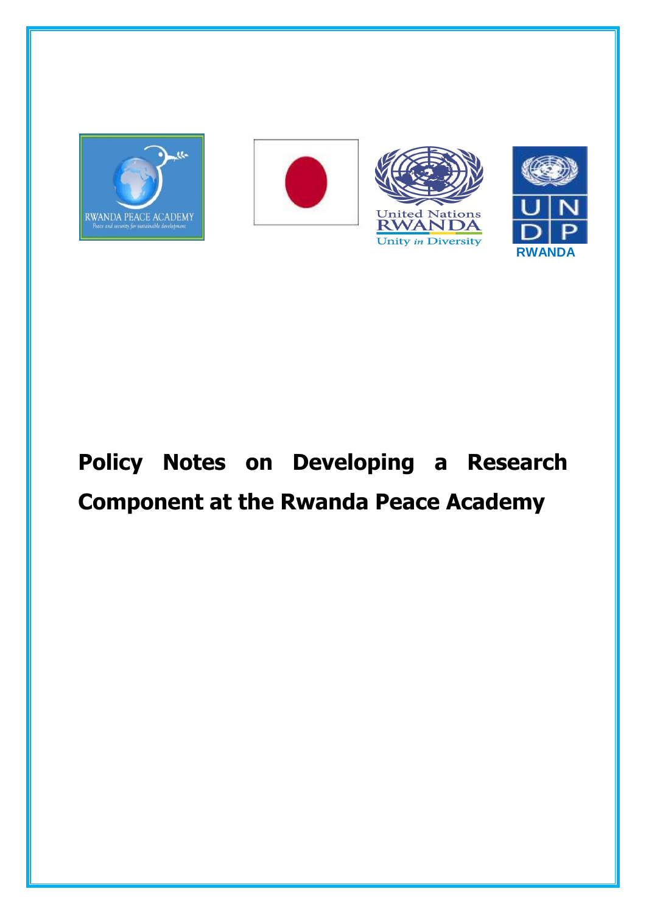# Policy Notes on Developing a Research Component at the Rwanda Peace Academy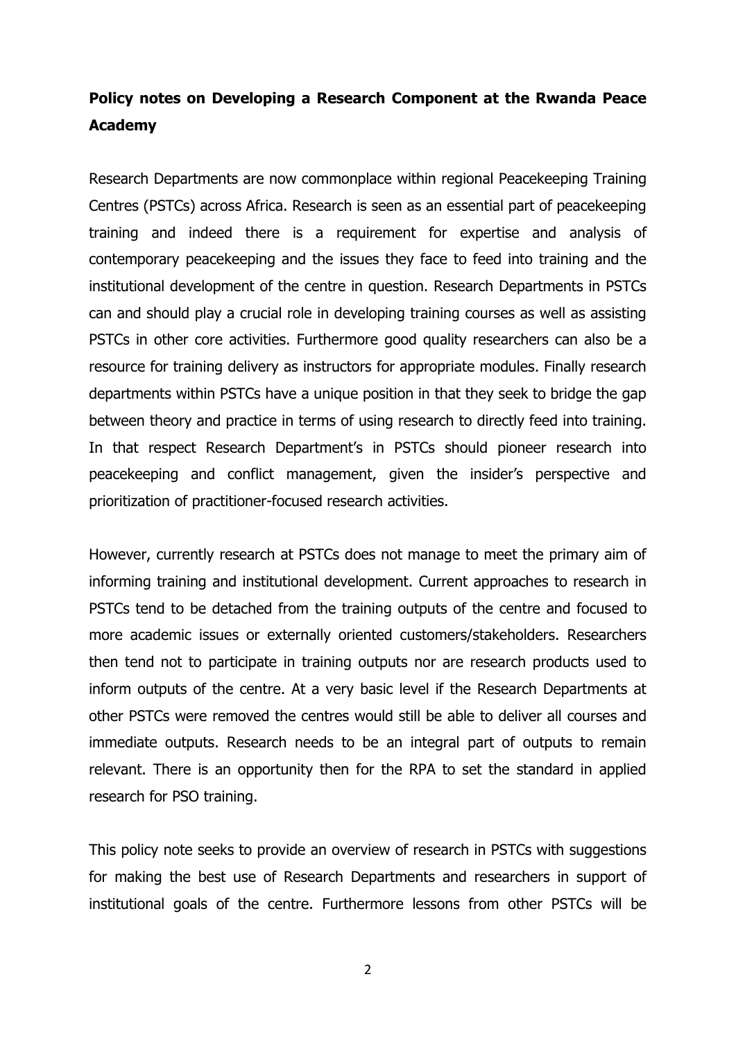**Policy notes on Developing a Research Component at the Rwanda Peace Academy**

Research Departments are now commonplace within regional Peacekeeping Training Centres (PSTCs) across Africa. Research is seen as an essential part of peacekeeping training and indeed there is a requirement for expertise and analysis of contemporary peacekeeping and the issues they face to feed into training and the institutional development of the centre in question. Research Departments in PSTCs can and should play a crucial role in developing training courses as well as assisting PSTCs in other core activities. Furthermore good quality researchers can also be a resource for training delivery as instructors for appropriate modules. Finally research departments within PSTCs have a unique position in that they seek to bridge the gap between theory and practice in terms of using research to directly feed into training. In that respect Research Department's in PSTCs should pioneer research into peacekeeping and conflict management, given the insider's perspective and prioritization of practitioner-focused research activities.

However, currently research at PSTCs does not manage to meet the primary aim of informing training and institutional development. Current approaches to research in PSTCs tend to be detached from the training outputs of the centre and focused to more academic issues or externally oriented customers/stakeholders. Researchers then tend not to participate in training outputs nor are research products used to inform outputs of the centre. At a very basic level if the Research Departments at other PSTCs were removed the centres would still be able to deliver all courses and immediate outputs. Research needs to be an integral part of outputs to remain relevant. There is an opportunity then for the RPA to set the standard in applied research for PSO training.

This policy note seeks to provide an overview of research in PSTCs with suggestions for making the best use of Research Departments and researchers in support of institutional goals of the centre. Furthermore lessons from other PSTCs will be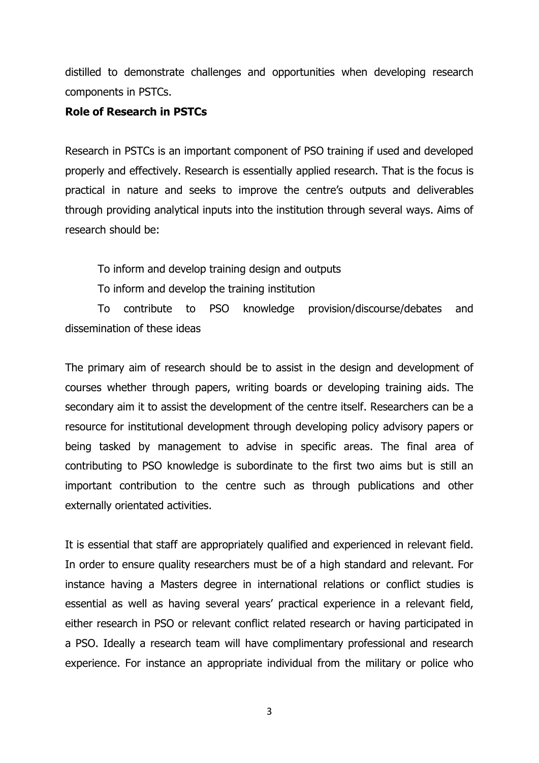distilled to demonstrate challenges and opportunities when developing research components in PSTCs.

**Role of Research in PSTCs**

Research in PSTCs is an important component of PSO training if used and developed properly and effectively. Research is essentially applied research. That is the focus is practical in nature and seeks to improve the centre's outputs and deliverables through providing analytical inputs into the institution through several ways. Aims of research should be:

- To inform and develop training design and outputs
- To inform and develop the training institution
- To contribute to PSO knowledge provision/discourse/debates and dissemination of these ideas

The primary aim of research should be to assist in the design and development of courses whether through papers, writing boards or developing training aids. The secondary aim it to assist the development of the centre itself. Researchers can be a resource for institutional development through developing policy advisory papers or being tasked by management to advise in specific areas. The final area of contributing to PSO knowledge is subordinate to the first two aims but is still an important contribution to the centre such as through publications and other externally orientated activities.

It is essential that staff are appropriately qualified and experienced in relevant field. In order to ensure quality researchers must be of a high standard and relevant. For instance having a Masters degree in international relations or conflict studies is essential as well as having several years' practical experience in a relevant field, either research in PSO or relevant conflict related research or having participated in a PSO. Ideally a research team will have complimentary professional and research experience. For instance an appropriate individual from the military or police who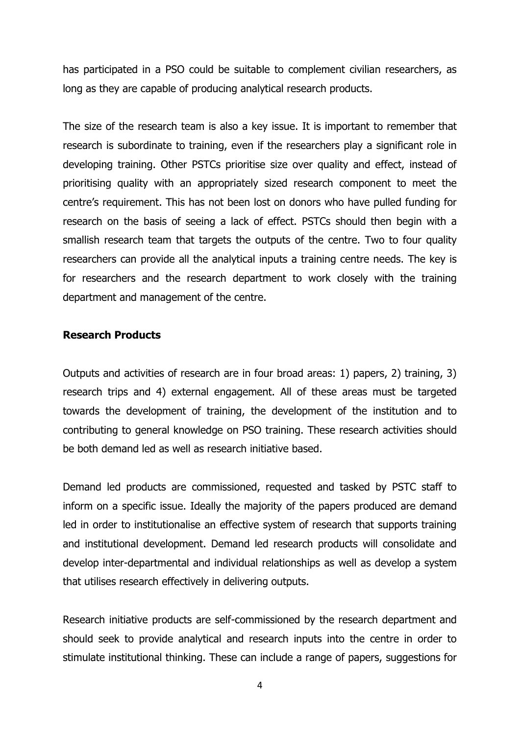has participated in a PSO could be suitable to complement civilian researchers, as long as they are capable of producing analytical research products.

The size of the research team is also a key issue. It is important to remember that research is subordinate to training, even if the researchers play a significant role in developing training. Other PSTCs prioritise size over quality and effect, instead of prioritising quality with an appropriately sized research component to meet the centre's requirement. This has not been lost on donors who have pulled funding for research on the basis of seeing a lack of effect. PSTCs should then begin with a smallish research team that targets the outputs of the centre. Two to four quality researchers can provide all the analytical inputs a training centre needs. The key is for researchers and the research department to work closely with the training department and management of the centre.

**Research Products**

Outputs and activities of research are in four broad areas: 1) papers, 2) training, 3) research trips and 4) external engagement. All of these areas must be targeted towards the development of training, the development of the institution and to contributing to general knowledge on PSO training. These research activities should be both demand led as well as research initiative based.

Demand led products are commissioned, requested and tasked by PSTC staff to inform on a specific issue. Ideally the majority of the papers produced are demand led in order to institutionalise an effective system of research that supports training and institutional development. Demand led research products will consolidate and develop inter-departmental and individual relationships as well as develop a system that utilises research effectively in delivering outputs.

Research initiative products are self-commissioned by the research department and should seek to provide analytical and research inputs into the centre in order to stimulate institutional thinking. These can include a range of papers, suggestions for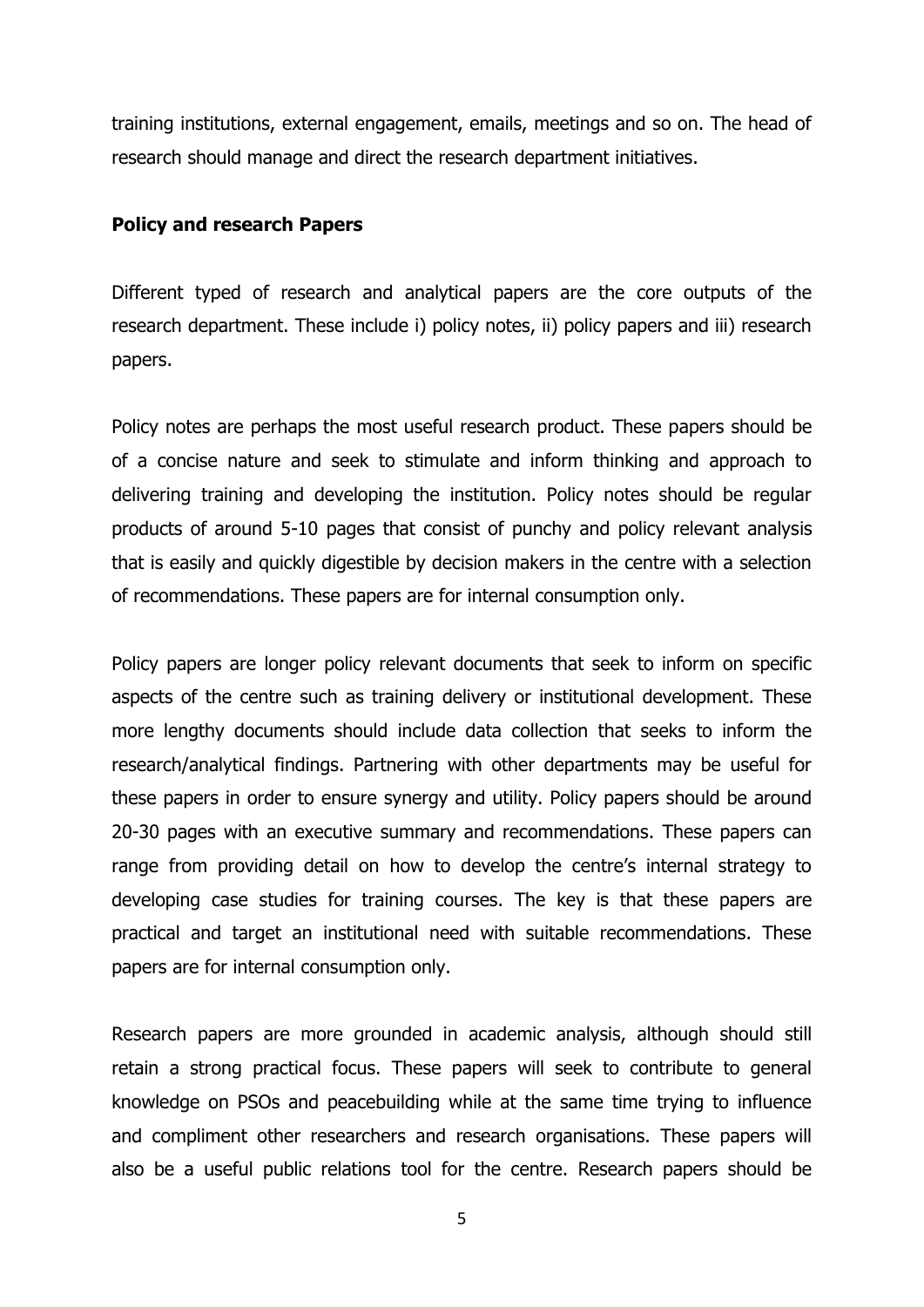training institutions, external engagement, emails, meetings and so on. The head of research should manage and direct the research department initiatives.

**Policy and research Papers**

Different typed of research and analytical papers are the core outputs of the research department. These include i) policy notes, ii) policy papers and iii) research papers.

Policy notes are perhaps the most useful research product. These papers should be of a concise nature and seek to stimulate and inform thinking and approach to delivering training and developing the institution. Policy notes should be regular products of around 5-10 pages that consist of punchy and policy relevant analysis that is easily and quickly digestible by decision makers in the centre with a selection of recommendations. These papers are for internal consumption only.

Policy papers are longer policy relevant documents that seek to inform on specific aspects of the centre such as training delivery or institutional development. These more lengthy documents should include data collection that seeks to inform the research/analytical findings. Partnering with other departments may be useful for these papers in order to ensure synergy and utility. Policy papers should be around 20-30 pages with an executive summary and recommendations. These papers can range from providing detail on how to develop the centre's internal strategy to developing case studies for training courses. The key is that these papers are practical and target an institutional need with suitable recommendations. These papers are for internal consumption only.

Research papers are more grounded in academic analysis, although should still retain a strong practical focus. These papers will seek to contribute to general knowledge on PSOs and peacebuilding while at the same time trying to influence and compliment other researchers and research organisations. These papers will also be a useful public relations tool for the centre. Research papers should be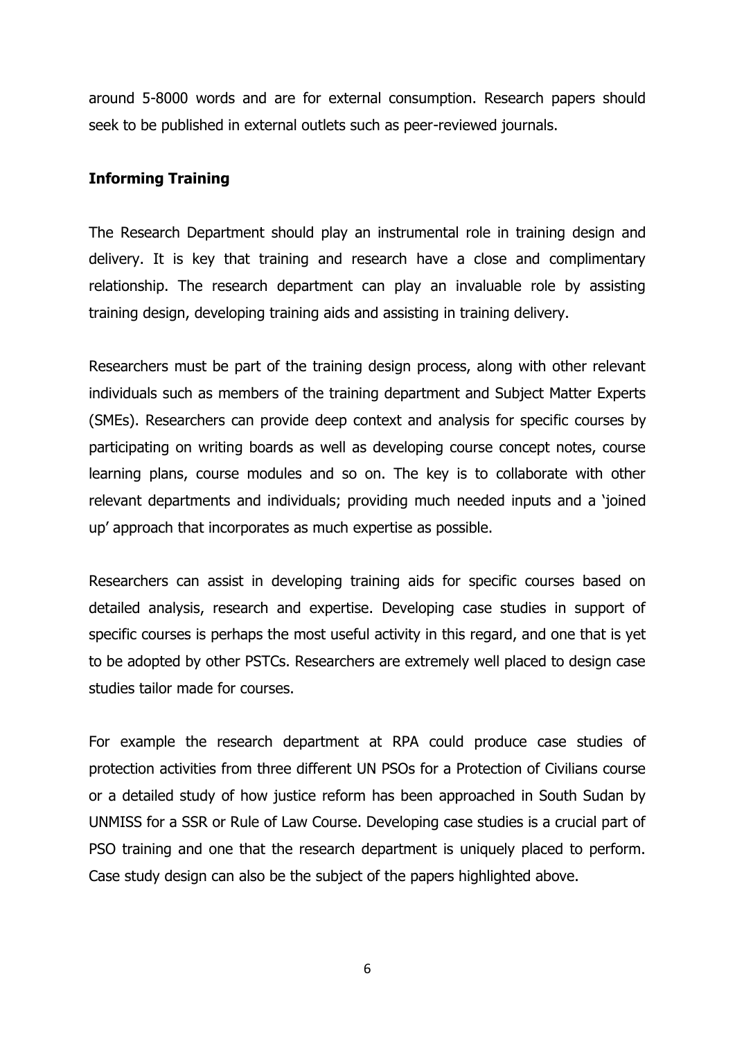around 5-8000 words and are for external consumption. Research papers should seek to be published in external outlets such as peer-reviewed journals.

**Informing Training**

The Research Department should play an instrumental role in training design and delivery. It is key that training and research have a close and complimentary relationship. The research department can play an invaluable role by assisting training design, developing training aids and assisting in training delivery.

Researchers must be part of the training design process, along with other relevant individuals such as members of the training department and Subject Matter Experts (SMEs). Researchers can provide deep context and analysis for specific courses by participating on writing boards as well as developing course concept notes, course learning plans, course modules and so on. The key is to collaborate with other relevant departments and individuals; providing much needed inputs and a 'joined up' approach that incorporates as much expertise as possible.

Researchers can assist in developing training aids for specific courses based on detailed analysis, research and expertise. Developing case studies in support of specific courses is perhaps the most useful activity in this regard, and one that is yet to be adopted by other PSTCs. Researchers are extremely well placed to design case studies tailor made for courses.

For example the research department at RPA could produce case studies of protection activities from three different UN PSOs for a Protection of Civilians course or a detailed study of how justice reform has been approached in South Sudan by UNMISS for a SSR or Rule of Law Course. Developing case studies is a crucial part of PSO training and one that the research department is uniquely placed to perform. Case study design can also be the subject of the papers highlighted above.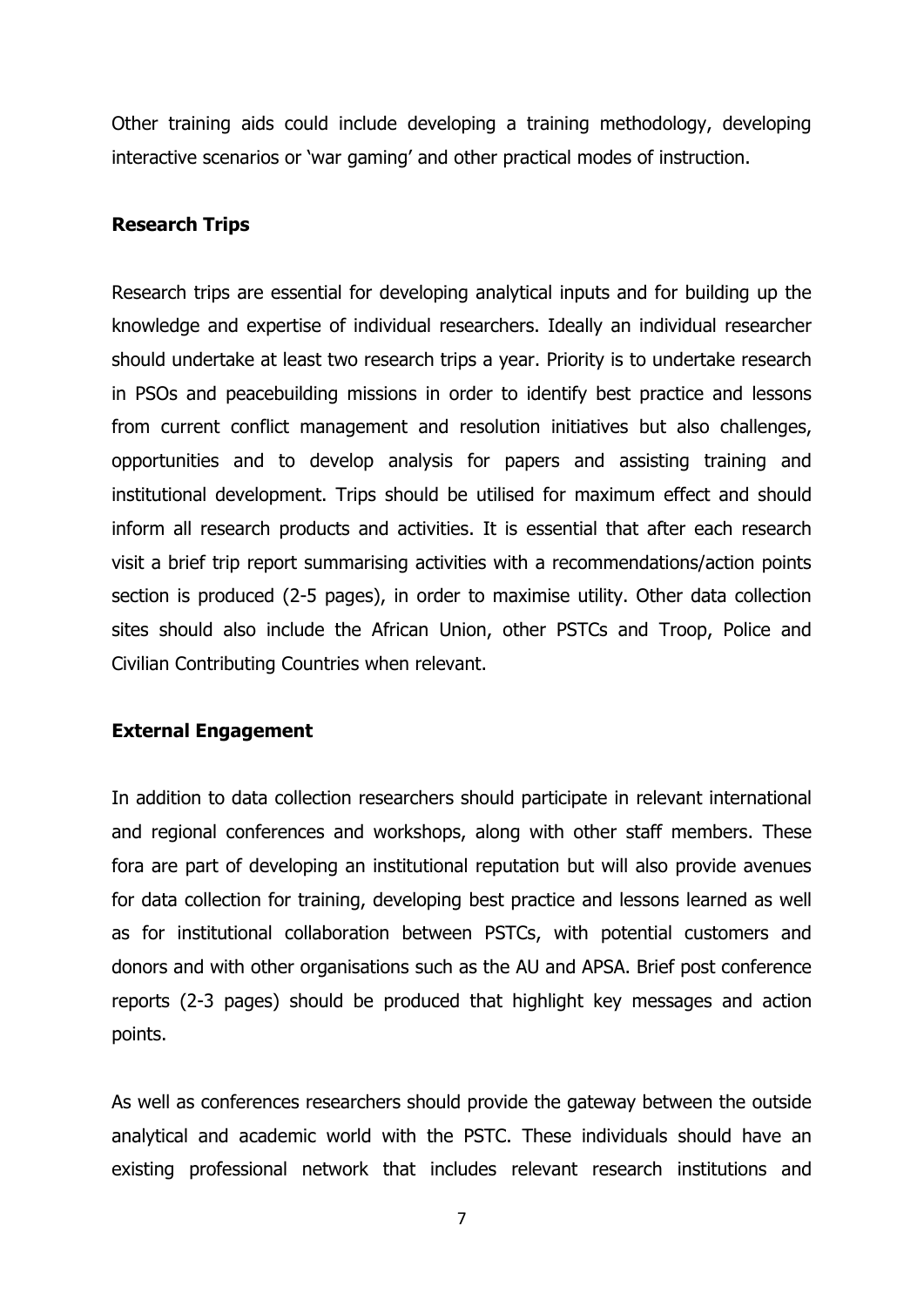Other training aids could include developing a training methodology, developing interactive scenarios or 'war gaming' and other practical modes of instruction.

**Research Trips**

Research trips are essential for developing analytical inputs and for building up the knowledge and expertise of individual researchers. Ideally an individual researcher should undertake at least two research trips a year. Priority is to undertake research in PSOs and peacebuilding missions in order to identify best practice and lessons from current conflict management and resolution initiatives but also challenges, opportunities and to develop analysis for papers and assisting training and institutional development. Trips should be utilised for maximum effect and should inform all research products and activities. It is essential that after each research visit a brief trip report summarising activities with a recommendations/action points section is produced (2-5 pages), in order to maximise utility. Other data collection sites should also include the African Union, other PSTCs and Troop, Police and Civilian Contributing Countries when relevant.

**External Engagement**

In addition to data collection researchers should participate in relevant international and regional conferences and workshops, along with other staff members. These fora are part of developing an institutional reputation but will also provide avenues for data collection for training, developing best practice and lessons learned as well as for institutional collaboration between PSTCs, with potential customers and donors and with other organisations such as the AU and APSA. Brief post conference reports (2-3 pages) should be produced that highlight key messages and action points.

As well as conferences researchers should provide the gateway between the outside analytical and academic world with the PSTC. These individuals should have an existing professional network that includes relevant research institutions and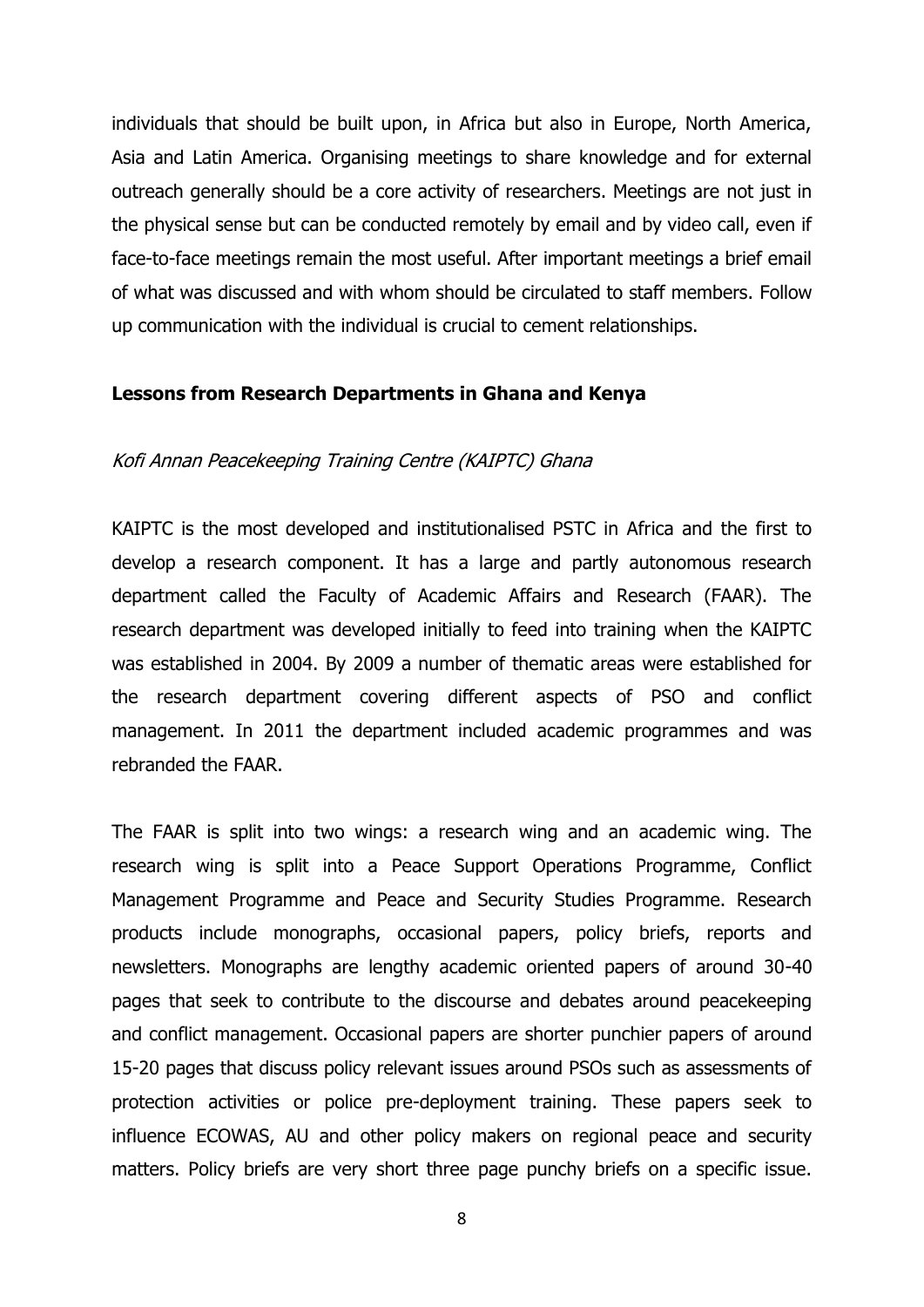individuals that should be built upon, in Africa but also in Europe, North America, Asia and Latin America. Organising meetings to share knowledge and for external outreach generally should be a core activity of researchers. Meetings are not just in the physical sense but can be conducted remotely by email and by video call, even if face-to-face meetings remain the most useful. After important meetings a brief email of what was discussed and with whom should be circulated to staff members. Follow up communication with the individual is crucial to cement relationships.

## Lessons from Research Departments in Ghana and Kenya

### *Kofi Annan Peacekeeping Training Centre (KAIPTC) Ghana*

KAIPTC is the most developed and institutionalised PSTC in Africa and the first to develop a research component. It has a large and partly autonomous research department called the Faculty of Academic Affairs and Research (FAAR). The research department was developed initially to feed into training when the KAIPTC was established in 2004. By 2009 a number of thematic areas were established for the research department covering different aspects of PSO and conflict management. In 2011 the department included academic programmes and was rebranded the FAAR.

The FAAR is split into two wings: a research wing and an academic wing. The research wing is split into a Peace Support Operations Programme, Conflict Management Programme and Peace and Security Studies Programme. Research products include monographs, occasional papers, policy briefs, reports and newsletters. Monographs are lengthy academic oriented papers of around 30-40 pages that seek to contribute to the discourse and debates around peacekeeping and conflict management. Occasional papers are shorter punchier papers of around 15-20 pages that discuss policy relevant issues around PSOs such as assessments of protection activities or police pre-deployment training. These papers seek to influence ECOWAS, AU and other policy makers on regional peace and security matters. Policy briefs are very short three page punchy briefs on a specific issue.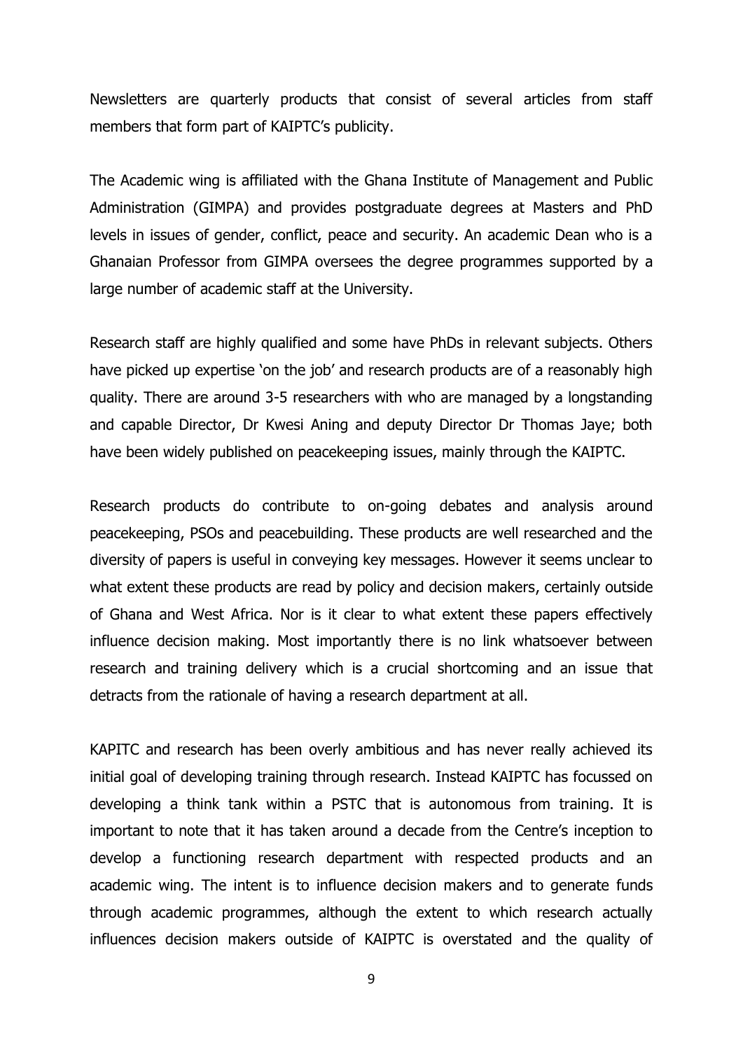Newsletters are quarterly products that consist of several articles from staff members that form part of KAIPTC's publicity.

The Academic wing is affiliated with the Ghana Institute of Management and Public Administration (GIMPA) and provides postgraduate degrees at Masters and PhD levels in issues of gender, conflict, peace and security. An academic Dean who is a Ghanaian Professor from GIMPA oversees the degree programmes supported by a large number of academic staff at the University.

Research staff are highly qualified and some have PhDs in relevant subjects. Others have picked up expertise 'on the job' and research products are of a reasonably high quality. There are around 3-5 researchers with who are managed by a longstanding and capable Director, Dr Kwesi Aning and deputy Director Dr Thomas Jaye; both have been widely published on peacekeeping issues, mainly through the KAIPTC.

Research products do contribute to on-going debates and analysis around peacekeeping, PSOs and peacebuilding. These products are well researched and the diversity of papers is useful in conveying key messages. However it seems unclear to what extent these products are read by policy and decision makers, certainly outside of Ghana and West Africa. Nor is it clear to what extent these papers effectively influence decision making. Most importantly there is no link whatsoever between research and training delivery which is a crucial shortcoming and an issue that detracts from the rationale of having a research department at all.

KAPITC and research has been overly ambitious and has never really achieved its initial goal of developing training through research. Instead KAIPTC has focussed on developing a think tank within a PSTC that is autonomous from training. It is important to note that it has taken around a decade from the Centre's inception to develop a functioning research department with respected products and an academic wing. The intent is to influence decision makers and to generate funds through academic programmes, although the extent to which research actually influences decision makers outside of KAIPTC is overstated and the quality of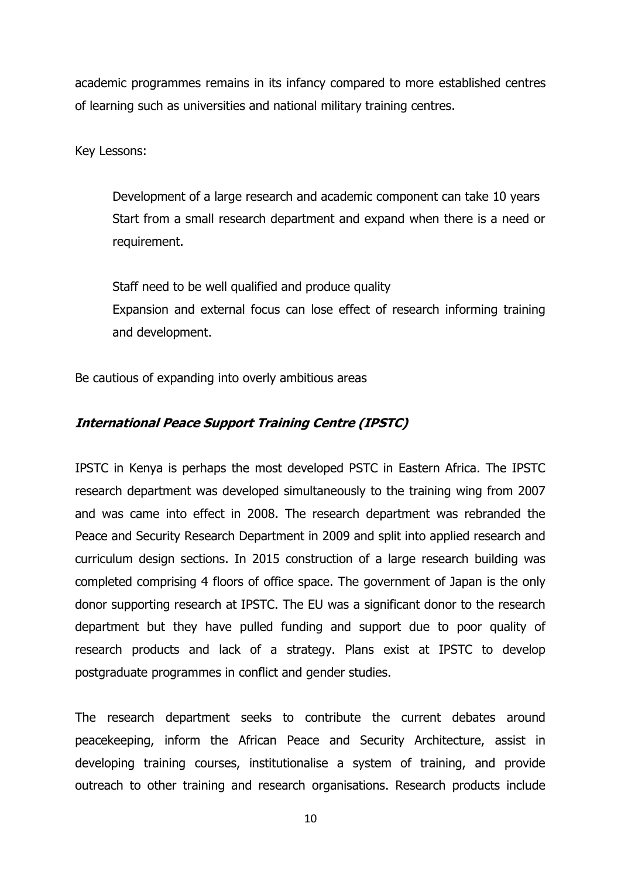academic programmes remains in its infancy compared to more established centres of learning such as universities and national military training centres.

Key Lessons:

- Development of a large research and academic component can take 10 years
- Start from a small research department and expand when there is a need or requirement.
- Staff need to be well qualified and produce quality
- Expansion and external focus can lose effect of research informing training and development.

Be cautious of expanding into overly ambitious areas

### *International Peace Support Training Centre (IPSTC)*

IPSTC in Kenya is perhaps the most developed PSTC in Eastern Africa. The IPSTC research department was developed simultaneously to the training wing from 2007 and was came into effect in 2008. The research department was rebranded the Peace and Security Research Department in 2009 and split into applied research and curriculum design sections. In 2015 construction of a large research building was completed comprising 4 floors of office space. The government of Japan is the only donor supporting research at IPSTC. The EU was a significant donor to the research department but they have pulled funding and support due to poor quality of research products and lack of a strategy. Plans exist at IPSTC to develop postgraduate programmes in conflict and gender studies.

The research department seeks to contribute the current debates around peacekeeping, inform the African Peace and Security Architecture, assist in developing training courses, institutionalise a system of training, and provide outreach to other training and research organisations. Research products include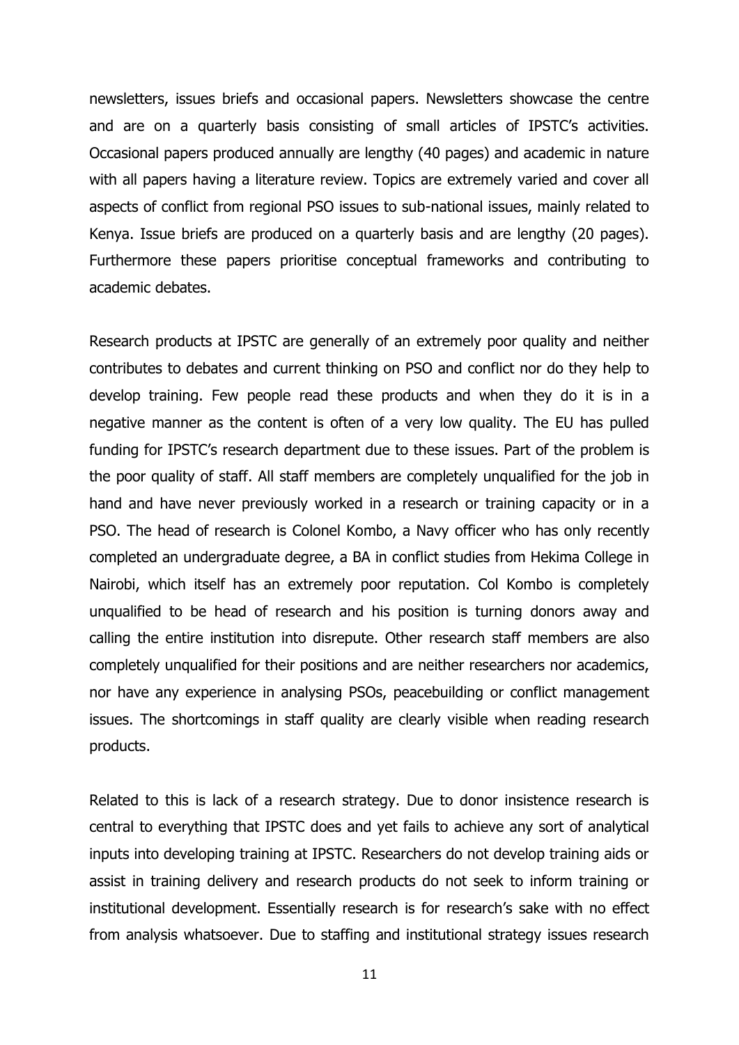newsletters, issues briefs and occasional papers. Newsletters showcase the centre and are on a quarterly basis consisting of small articles of IPSTC's activities. Occasional papers produced annually are lengthy (40 pages) and academic in nature with all papers having a literature review. Topics are extremely varied and cover all aspects of conflict from regional PSO issues to sub-national issues, mainly related to Kenya. Issue briefs are produced on a quarterly basis and are lengthy (20 pages). Furthermore these papers prioritise conceptual frameworks and contributing to academic debates.

Research products at IPSTC are generally of an extremely poor quality and neither contributes to debates and current thinking on PSO and conflict nor do they help to develop training. Few people read these products and when they do it is in a negative manner as the content is often of a very low quality. The EU has pulled funding for IPSTC's research department due to these issues. Part of the problem is the poor quality of staff. All staff members are completely unqualified for the job in hand and have never previously worked in a research or training capacity or in a PSO. The head of research is Colonel Kombo, a Navy officer who has only recently completed an undergraduate degree, a BA in conflict studies from Hekima College in Nairobi, which itself has an extremely poor reputation. Col Kombo is completely unqualified to be head of research and his position is turning donors away and calling the entire institution into disrepute. Other research staff members are also completely unqualified for their positions and are neither researchers nor academics, nor have any experience in analysing PSOs, peacebuilding or conflict management issues. The shortcomings in staff quality are clearly visible when reading research products.

Related to this is lack of a research strategy. Due to donor insistence research is central to everything that IPSTC does and yet fails to achieve any sort of analytical inputs into developing training at IPSTC. Researchers do not develop training aids or assist in training delivery and research products do not seek to inform training or institutional development. Essentially research is for research's sake with no effect from analysis whatsoever. Due to staffing and institutional strategy issues research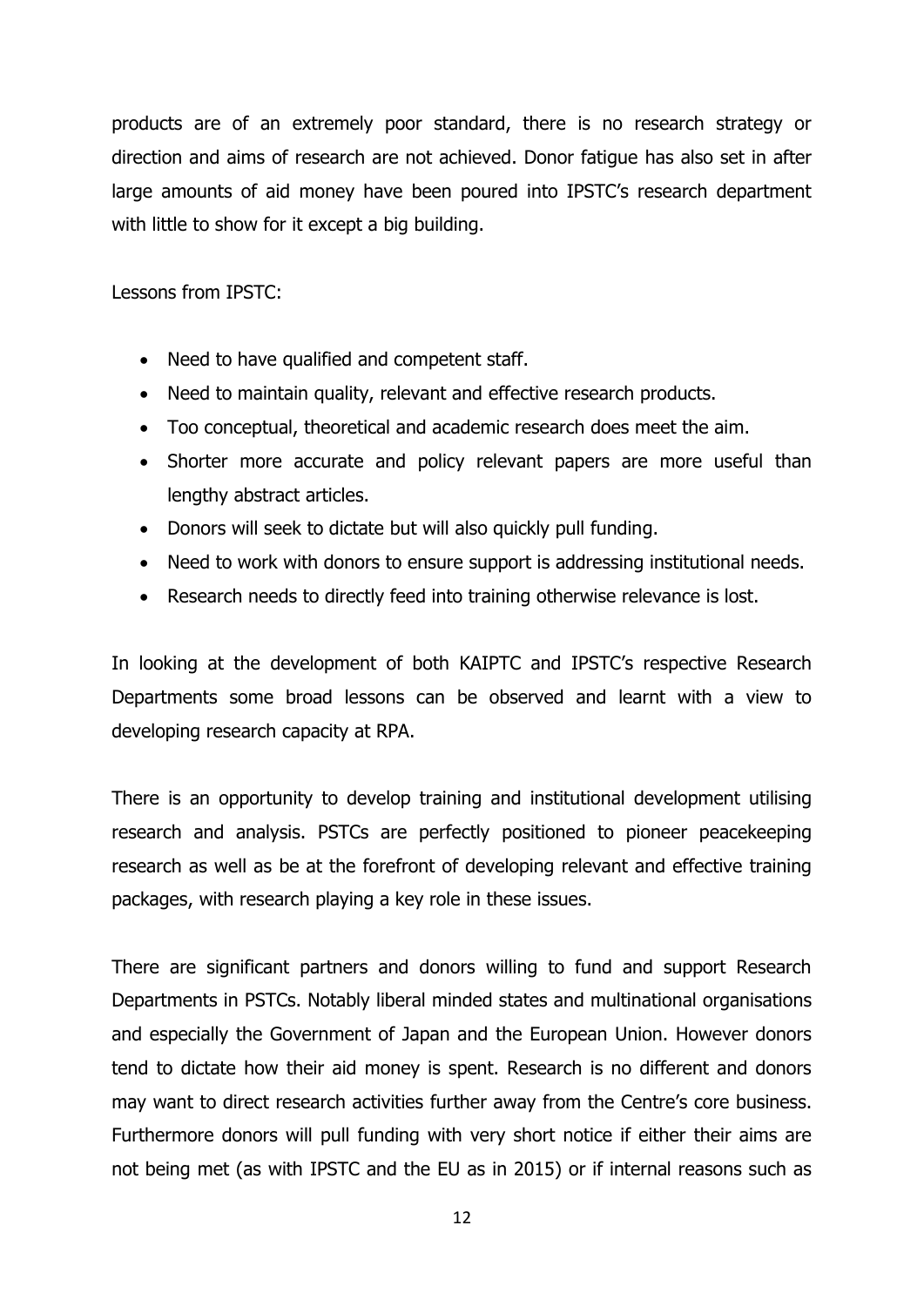products are of an extremely poor standard, there is no research strategy or direction and aims of research are not achieved. Donor fatigue has also set in after large amounts of aid money have been poured into IPSTC's research department with little to show for it except a big building.

Lessons from IPSTC:

- Need to have qualified and competent staff.
- Need to maintain quality, relevant and effective research products.
- Too conceptual, theoretical and academic research does meet the aim.
- Shorter more accurate and policy relevant papers are more useful than lengthy abstract articles.
- Donors will seek to dictate but will also quickly pull funding.
- Need to work with donors to ensure support is addressing institutional needs.
- Research needs to directly feed into training otherwise relevance is lost.

In looking at the development of both KAIPTC and IPSTC's respective Research Departments some broad lessons can be observed and learnt with a view to developing research capacity at RPA.

There is an opportunity to develop training and institutional development utilising research and analysis. PSTCs are perfectly positioned to pioneer peacekeeping research as well as be at the forefront of developing relevant and effective training packages, with research playing a key role in these issues.

There are significant partners and donors willing to fund and support Research Departments in PSTCs. Notably liberal minded states and multinational organisations and especially the Government of Japan and the European Union. However donors tend to dictate how their aid money is spent. Research is no different and donors may want to direct research activities further away from the Centre's core business. Furthermore donors will pull funding with very short notice if either their aims are not being met (as with IPSTC and the EU as in 2015) or if internal reasons such as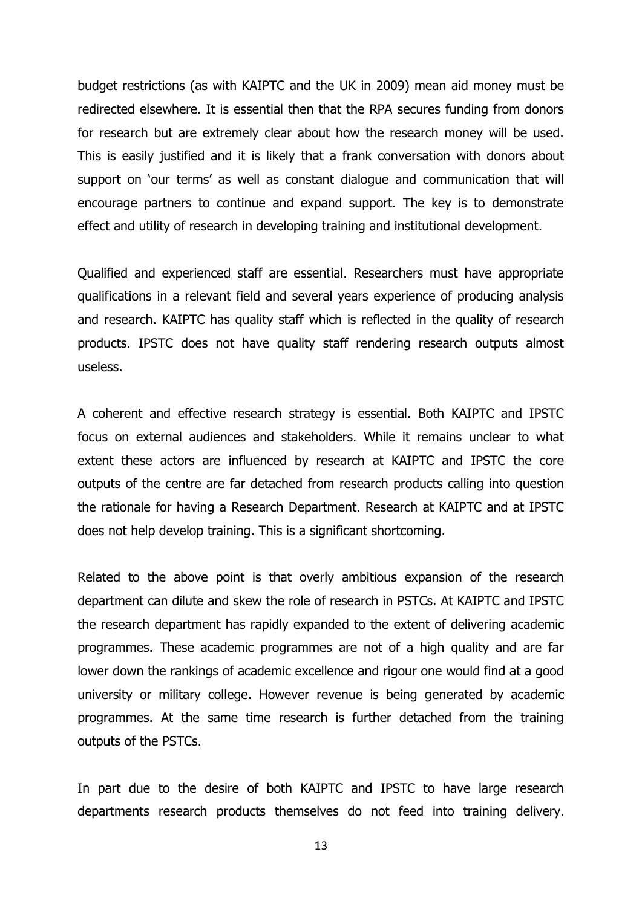budget restrictions (as with KAIPTC and the UK in 2009) mean aid money must be redirected elsewhere. It is essential then that the RPA secures funding from donors for research but are extremely clear about how the research money will be used. This is easily justified and it is likely that a frank conversation with donors about support on 'our terms' as well as constant dialogue and communication that will encourage partners to continue and expand support. The key is to demonstrate effect and utility of research in developing training and institutional development.

Qualified and experienced staff are essential. Researchers must have appropriate qualifications in a relevant field and several years experience of producing analysis and research. KAIPTC has quality staff which is reflected in the quality of research products. IPSTC does not have quality staff rendering research outputs almost useless.

A coherent and effective research strategy is essential. Both KAIPTC and IPSTC focus on external audiences and stakeholders. While it remains unclear to what extent these actors are influenced by research at KAIPTC and IPSTC the core outputs of the centre are far detached from research products calling into question the rationale for having a Research Department. Research at KAIPTC and at IPSTC does not help develop training. This is a significant shortcoming.

Related to the above point is that overly ambitious expansion of the research department can dilute and skew the role of research in PSTCs. At KAIPTC and IPSTC the research department has rapidly expanded to the extent of delivering academic programmes. These academic programmes are not of a high quality and are far lower down the rankings of academic excellence and rigour one would find at a good university or military college. However revenue is being generated by academic programmes. At the same time research is further detached from the training outputs of the PSTCs.

In part due to the desire of both KAIPTC and IPSTC to have large research departments research products themselves do not feed into training delivery.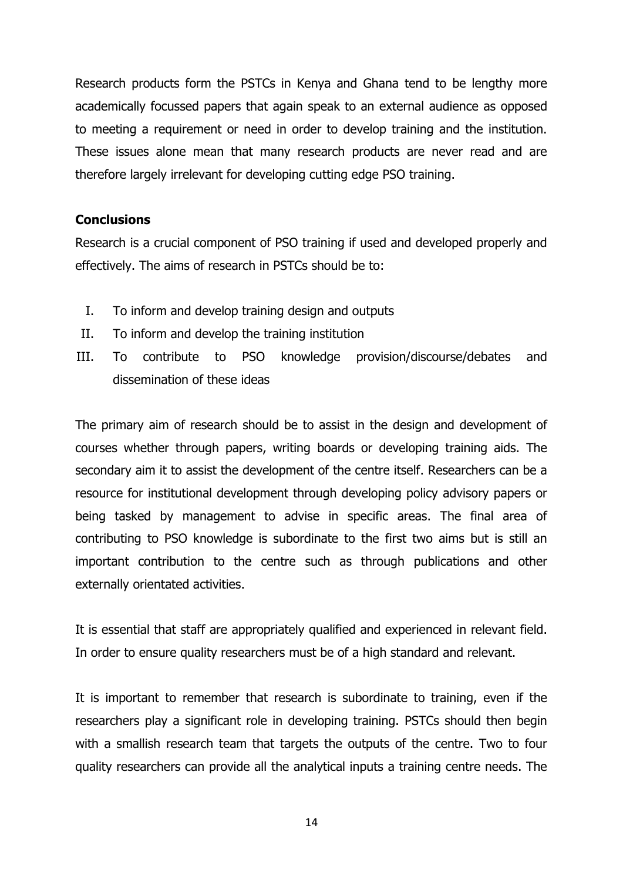Research products form the PSTCs in Kenya and Ghana tend to be lengthy more academically focussed papers that again speak to an external audience as opposed to meeting a requirement or need in order to develop training and the institution. These issues alone mean that many research products are never read and are therefore largely irrelevant for developing cutting edge PSO training.

**Conclusions**

Research is a crucial component of PSO training if used and developed properly and effectively. The aims of research in PSTCs should be to:

I. To inform and develop training design and outputs
II. To inform and develop the training institution
III. To contribute to PSO knowledge provision/discourse/debates and dissemination of these ideas

The primary aim of research should be to assist in the design and development of courses whether through papers, writing boards or developing training aids. The secondary aim it to assist the development of the centre itself. Researchers can be a resource for institutional development through developing policy advisory papers or being tasked by management to advise in specific areas. The final area of contributing to PSO knowledge is subordinate to the first two aims but is still an important contribution to the centre such as through publications and other externally orientated activities.

It is essential that staff are appropriately qualified and experienced in relevant field. In order to ensure quality researchers must be of a high standard and relevant.

It is important to remember that research is subordinate to training, even if the researchers play a significant role in developing training. PSTCs should then begin with a smallish research team that targets the outputs of the centre. Two to four quality researchers can provide all the analytical inputs a training centre needs. The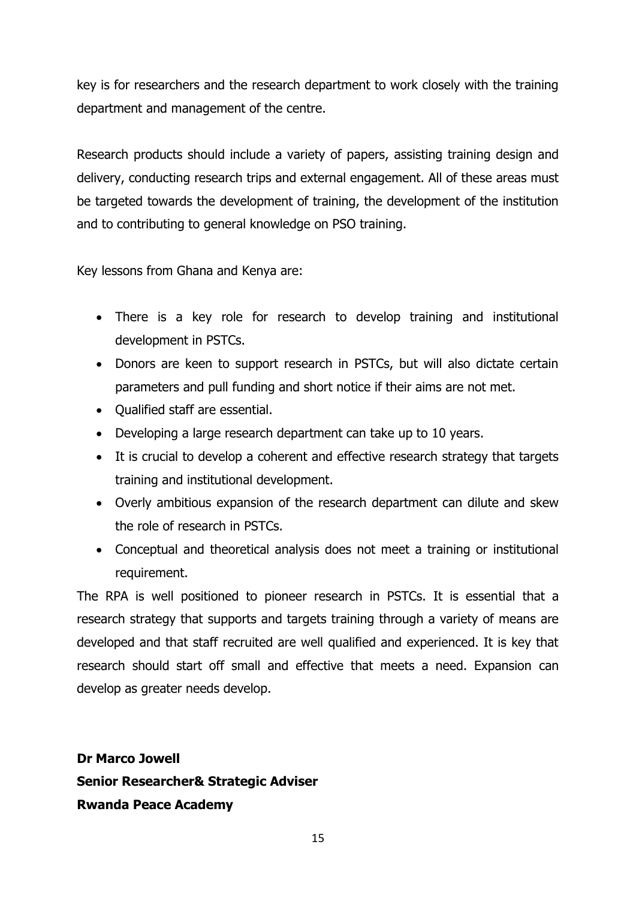key is for researchers and the research department to work closely with the training department and management of the centre.

Research products should include a variety of papers, assisting training design and delivery, conducting research trips and external engagement. All of these areas must be targeted towards the development of training, the development of the institution and to contributing to general knowledge on PSO training.

Key lessons from Ghana and Kenya are:

- There is a key role for research to develop training and institutional development in PSTCs.
- Donors are keen to support research in PSTCs, but will also dictate certain parameters and pull funding and short notice if their aims are not met.
- Qualified staff are essential.
- Developing a large research department can take up to 10 years.
- It is crucial to develop a coherent and effective research strategy that targets training and institutional development.
- Overly ambitious expansion of the research department can dilute and skew the role of research in PSTCs.
- Conceptual and theoretical analysis does not meet a training or institutional requirement.

The RPA is well positioned to pioneer research in PSTCs. It is essential that a research strategy that supports and targets training through a variety of means are developed and that staff recruited are well qualified and experienced. It is key that research should start off small and effective that meets a need. Expansion can develop as greater needs develop.

**Dr Marco Jowell**
**Senior Researcher& Strategic Adviser**
**Rwanda Peace Academy**